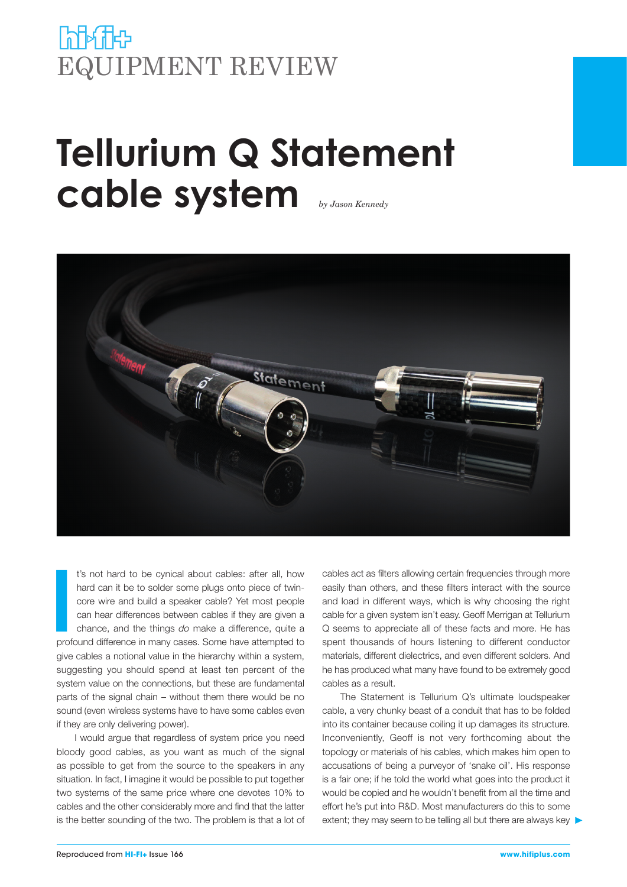# EQUIPMENT REVIEW

# Tellurium Q Statement cable system

*by Jason Kennedy*

It's not hard to be cynical about cables: after all, how hard can it be to solder some plugs onto piece of twin-core wire and build a speaker cable? Yet most people can hear differences between cables if they are given a chance, and the things *do* make a difference, quite a profound difference in many cases. Some have attempted to give cables a notional value in the hierarchy within a system, suggesting you should spend at least ten percent of the system value on the connections, but these are fundamental parts of the signal chain – without them there would be no sound (even wireless systems have to have some cables even if they are only delivering power).

I would argue that regardless of system price you need bloody good cables, as you want as much of the signal as possible to get from the source to the speakers in any situation. In fact, I imagine it would be possible to put together two systems of the same price where one devotes 10% to cables and the other considerably more and find that the latter is the better sounding of the two. The problem is that a lot of cables act as filters allowing certain frequencies through more easily than others, and these filters interact with the source and load in different ways, which is why choosing the right cable for a given system isn't easy. Geoff Merrigan at Tellurium Q seems to appreciate all of these facts and more. He has spent thousands of hours listening to different conductor materials, different dielectrics, and even different solders. And he has produced what many have found to be extremely good cables as a result.

The Statement is Tellurium Q's ultimate loudspeaker cable, a very chunky beast of a conduit that has to be folded into its container because coiling it up damages its structure. Inconveniently, Geoff is not very forthcoming about the topology or materials of his cables, which makes him open to accusations of being a purveyor of 'snake oil'. His response is a fair one; if he told the world what goes into the product it would be copied and he wouldn't benefit from all the time and effort he's put into R&D. Most manufacturers do this to some extent; they may seem to be telling all but there are always key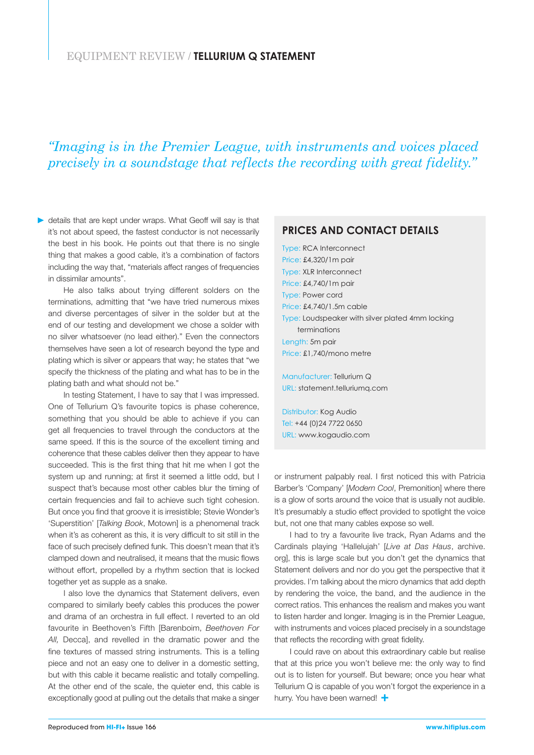*"Imaging is in the Premier League, with instruments and voices placed precisely in a soundstage that reflects the recording with great fidelity."*

details that are kept under wraps. What Geoff will say is that it's not about speed, the fastest conductor is not necessarily the best in his book. He points out that there is no single thing that makes a good cable, it's a combination of factors including the way that, "materials affect ranges of frequencies in dissimilar amounts".

He also talks about trying different solders on the terminations, admitting that "we have tried numerous mixes and diverse percentages of silver in the solder but at the end of our testing and development we chose a solder with no silver whatsoever (no lead either)." Even the connectors themselves have seen a lot of research beyond the type and plating which is silver or appears that way; he states that "we specify the thickness of the plating and what has to be in the plating bath and what should not be."

In testing Statement, I have to say that I was impressed. One of Tellurium Q's favourite topics is phase coherence, something that you should be able to achieve if you can get all frequencies to travel through the conductors at the same speed. If this is the source of the excellent timing and coherence that these cables deliver then they appear to have succeeded. This is the first thing that hit me when I got the system up and running; at first it seemed a little odd, but I suspect that's because most other cables blur the timing of certain frequencies and fail to achieve such tight cohesion. But once you find that groove it is irresistible; Stevie Wonder's 'Superstition' [*Talking Book*, Motown] is a phenomenal track when it's as coherent as this, it is very difficult to sit still in the face of such precisely defined funk. This doesn't mean that it's clamped down and neutralised, it means that the music flows without effort, propelled by a rhythm section that is locked together yet as supple as a snake.

I also love the dynamics that Statement delivers, even compared to similarly beefy cables this produces the power and drama of an orchestra in full effect. I reverted to an old favourite in Beethoven's Fifth [Barenboim, *Beethoven For All,* Decca], and revelled in the dramatic power and the fine textures of massed string instruments. This is a telling piece and not an easy one to deliver in a domestic setting, but with this cable it became realistic and totally compelling. At the other end of the scale, the quieter end, this cable is exceptionally good at pulling out the details that make a singer or instrument palpably real. I first noticed this with Patricia Barber's 'Company' [*Modern Cool*, Premonition] where there is a glow of sorts around the voice that is usually not audible. It's presumably a studio effect provided to spotlight the voice but, not one that many cables expose so well.

I had to try a favourite live track, Ryan Adams and the Cardinals playing 'Hallelujah' [*Live at Das Haus*, archive.org], this is large scale but you don't get the dynamics that Statement delivers and nor do you get the perspective that it provides. I'm talking about the micro dynamics that add depth by rendering the voice, the band, and the audience in the correct ratios. This enhances the realism and makes you want to listen harder and longer. Imaging is in the Premier League, with instruments and voices placed precisely in a soundstage that reflects the recording with great fidelity.

I could rave on about this extraordinary cable but realise that at this price you won't believe me: the only way to find out is to listen for yourself. But beware; once you hear what Tellurium Q is capable of you won't forgot the experience in a hurry. You have been warned! +

## PRICES AND CONTACT DETAILS

Type: RCA Interconnect
Price: £4,320/1m pair
Type: XLR Interconnect
Price: £4,740/1m pair
Type: Power cord
Price: £4,740/1.5m cable
Type: Loudspeaker with silver plated 4mm locking terminations
Length: 5m pair
Price: £1,740/mono metre

Manufacturer: Tellurium Q
URL: statement.telluriumq.com

Distributor: Kog Audio
Tel: +44 (0)24 7722 0650
URL: www.kogaudio.com

Reproduced from HI-FI+ Issue 166